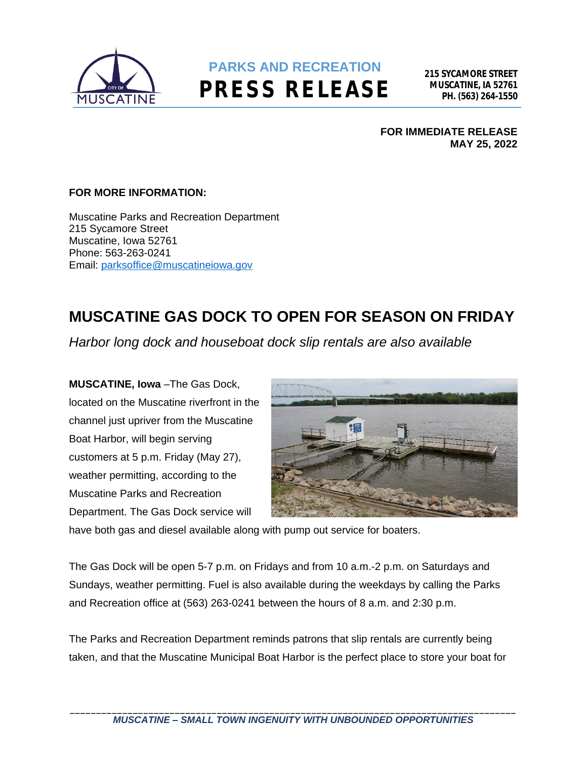PARKS AND RECREATION

# PRESS RELEASE

**215 SYCAMORE STREET**
**MUSCATINE, IA 52761**
**PH. (563) 264-1550**

**FOR IMMEDIATE RELEASE**
**MAY 25, 2022**

**FOR MORE INFORMATION:**

Muscatine Parks and Recreation Department
215 Sycamore Street
Muscatine, Iowa 52761
Phone: 563-263-0241
Email: parksoffice@muscatineiowa.gov

## MUSCATINE GAS DOCK TO OPEN FOR SEASON ON FRIDAY

*Harbor long dock and houseboat dock slip rentals are also available*

**MUSCATINE, Iowa** –The Gas Dock, located on the Muscatine riverfront in the channel just upriver from the Muscatine Boat Harbor, will begin serving customers at 5 p.m. Friday (May 27), weather permitting, according to the Muscatine Parks and Recreation Department. The Gas Dock service will have both gas and diesel available along with pump out service for boaters.

The Gas Dock will be open 5-7 p.m. on Fridays and from 10 a.m.-2 p.m. on Saturdays and Sundays, weather permitting. Fuel is also available during the weekdays by calling the Parks and Recreation office at (563) 263-0241 between the hours of 8 a.m. and 2:30 p.m.

The Parks and Recreation Department reminds patrons that slip rentals are currently being taken, and that the Muscatine Municipal Boat Harbor is the perfect place to store your boat for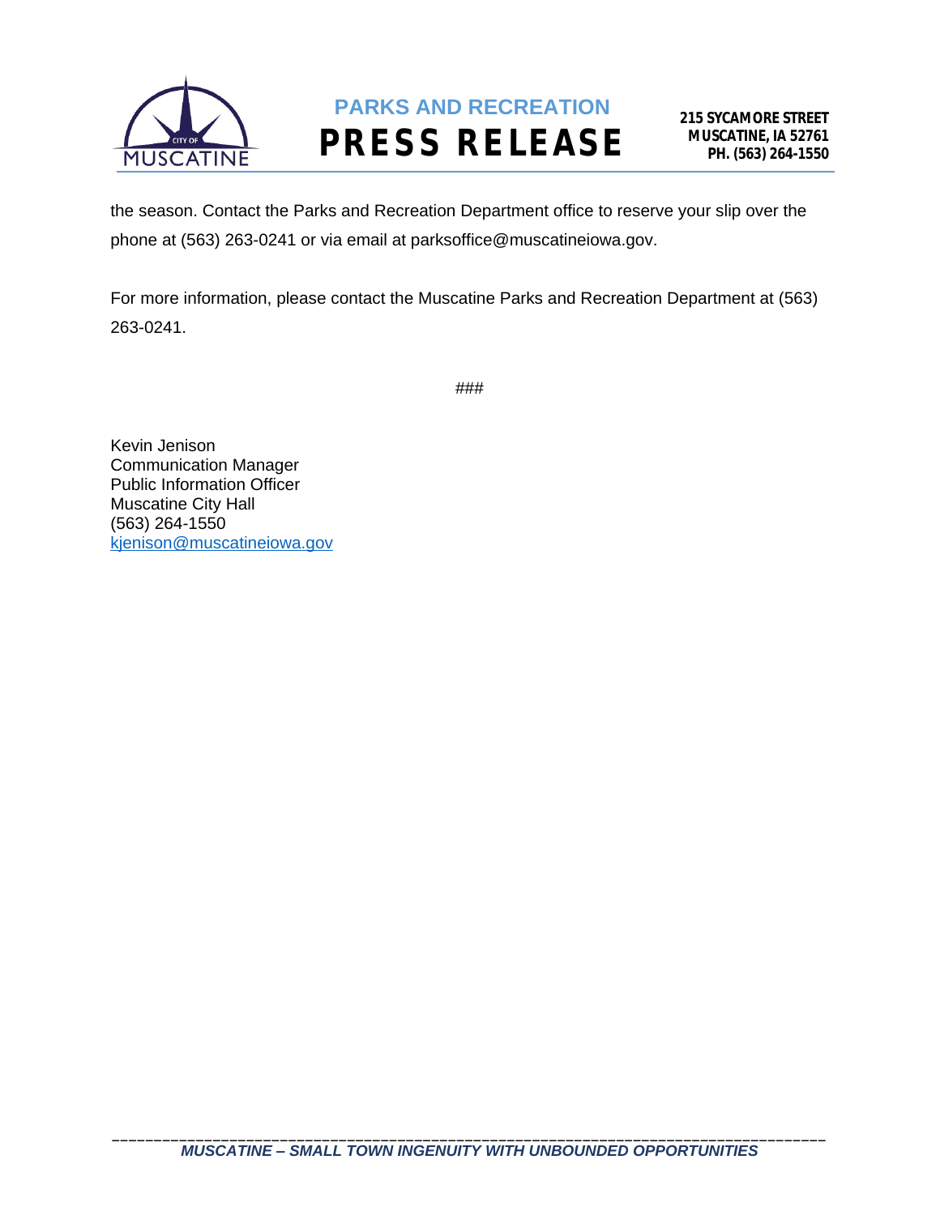the season. Contact the Parks and Recreation Department office to reserve your slip over the phone at (563) 263-0241 or via email at parksoffice@muscatineiowa.gov.

For more information, please contact the Muscatine Parks and Recreation Department at (563) 263-0241.

###

Kevin Jenison
Communication Manager
Public Information Officer
Muscatine City Hall
(563) 264-1550
kjenison@muscatineiowa.gov